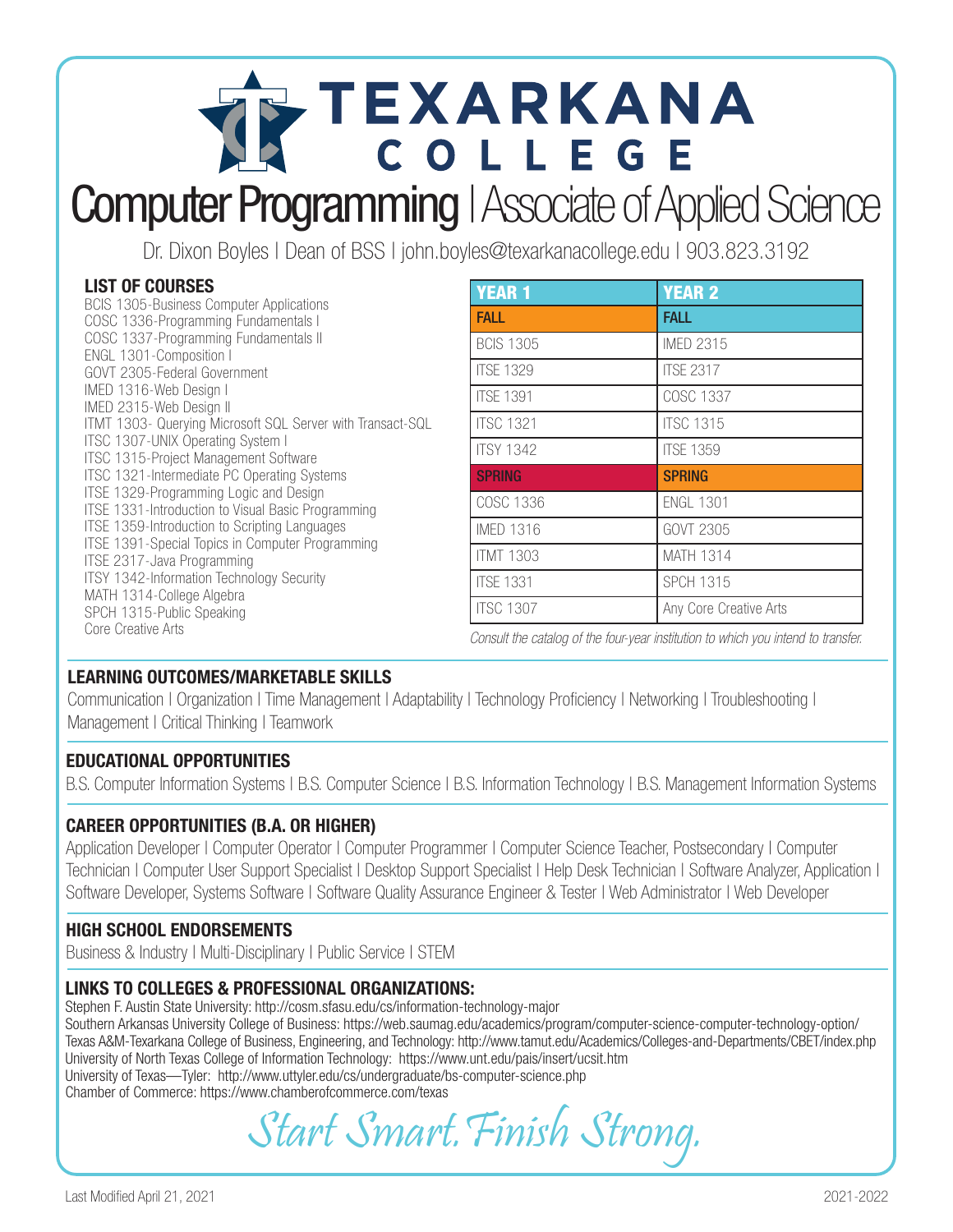# TEXARKANA COLLEGE

# Computer Programming | Associate of Applied Science

Dr. Dixon Boyles | Dean of BSS | john.boyles@texarkanacollege.edu | 903.823.3192

## LIST OF COURSES

BCIS 1305-Business Computer Applications
COSC 1336-Programming Fundamentals I
COSC 1337-Programming Fundamentals II
ENGL 1301-Composition I
GOVT 2305-Federal Government
IMED 1316-Web Design I
IMED 2315-Web Design II
ITMT 1303- Querying Microsoft SQL Server with Transact-SQL
ITSC 1307-UNIX Operating System I
ITSC 1315-Project Management Software
ITSC 1321-Intermediate PC Operating Systems
ITSE 1329-Programming Logic and Design
ITSE 1331-Introduction to Visual Basic Programming
ITSE 1359-Introduction to Scripting Languages
ITSE 1391-Special Topics in Computer Programming
ITSE 2317-Java Programming
ITSY 1342-Information Technology Security
MATH 1314-College Algebra
SPCH 1315-Public Speaking
Core Creative Arts

| YEAR 1 | YEAR 2 |
|---|---|
| **FALL** | **FALL** |
| BCIS 1305 | IMED 2315 |
| ITSE 1329 | ITSE 2317 |
| ITSE 1391 | COSC 1337 |
| ITSC 1321 | ITSC 1315 |
| ITSY 1342 | ITSE 1359 |
| **SPRING** | **SPRING** |
| COSC 1336 | ENGL 1301 |
| IMED 1316 | GOVT 2305 |
| ITMT 1303 | MATH 1314 |
| ITSE 1331 | SPCH 1315 |
| ITSC 1307 | Any Core Creative Arts |

*Consult the catalog of the four-year institution to which you intend to transfer.*

## LEARNING OUTCOMES/MARKETABLE SKILLS

Communication | Organization | Time Management | Adaptability | Technology Proficiency | Networking | Troubleshooting | Management | Critical Thinking | Teamwork

## EDUCATIONAL OPPORTUNITIES

B.S. Computer Information Systems | B.S. Computer Science | B.S. Information Technology | B.S. Management Information Systems

## CAREER OPPORTUNITIES (B.A. OR HIGHER)

Application Developer | Computer Operator | Computer Programmer | Computer Science Teacher, Postsecondary | Computer Technician | Computer User Support Specialist | Desktop Support Specialist | Help Desk Technician | Software Analyzer, Application | Software Developer, Systems Software | Software Quality Assurance Engineer & Tester | Web Administrator | Web Developer

## HIGH SCHOOL ENDORSEMENTS

Business & Industry | Multi-Disciplinary | Public Service | STEM

## LINKS TO COLLEGES & PROFESSIONAL ORGANIZATIONS:

Stephen F. Austin State University: http://cosm.sfasu.edu/cs/information-technology-major
Southern Arkansas University College of Business: https://web.saumag.edu/academics/program/computer-science-computer-technology-option/
Texas A&M-Texarkana College of Business, Engineering, and Technology: http://www.tamut.edu/Academics/Colleges-and-Departments/CBET/index.php
University of North Texas College of Information Technology: https://www.unt.edu/pais/insert/ucsit.htm
University of Texas—Tyler: http://www.uttyler.edu/cs/undergraduate/bs-computer-science.php
Chamber of Commerce: https://www.chamberofcommerce.com/texas

*Start Smart. Finish Strong.*

Last Modified April 21, 2021

2021-2022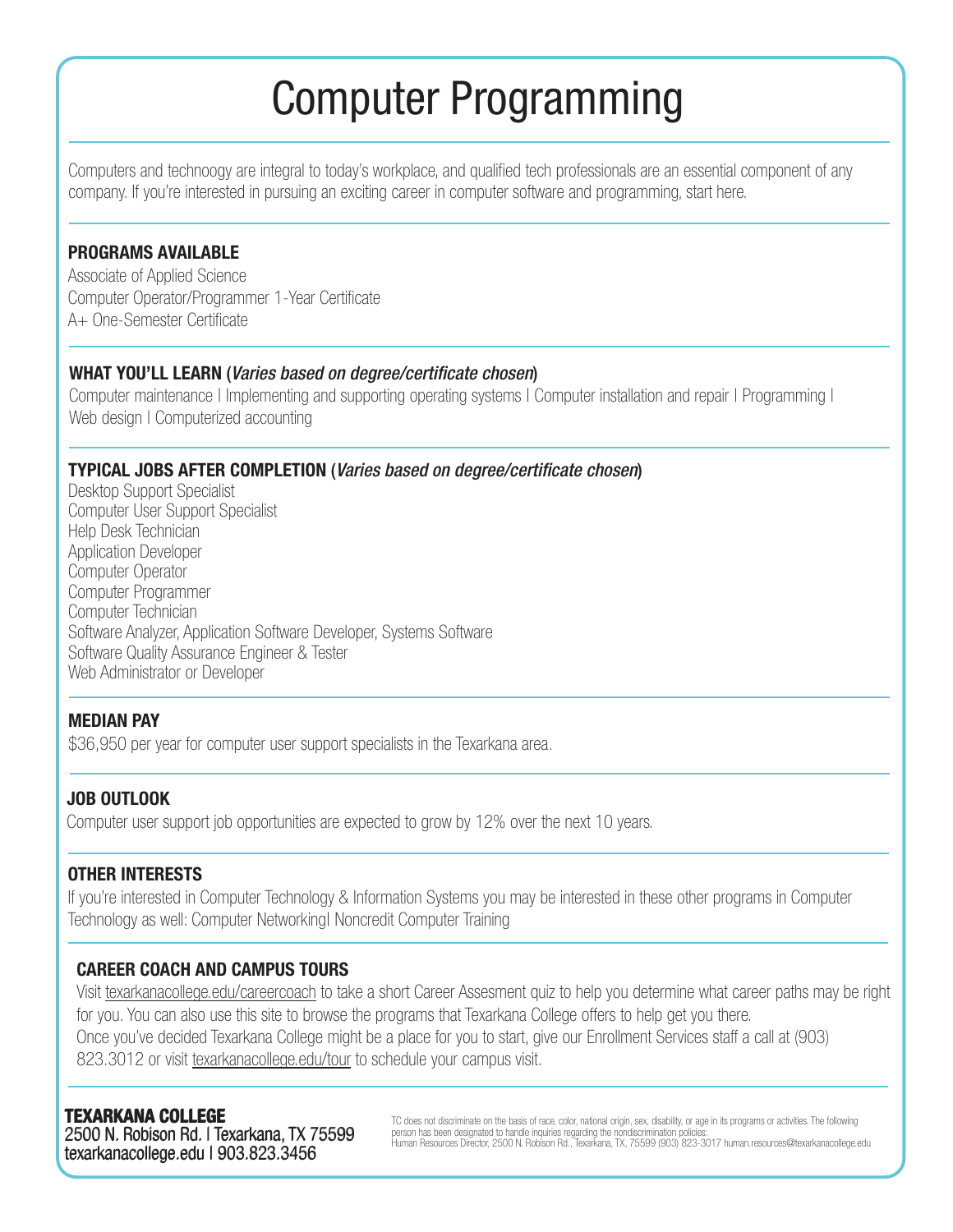# Computer Programming

Computers and technoogy are integral to today's workplace, and qualified tech professionals are an essential component of any company. If you're interested in pursuing an exciting career in computer software and programming, start here.

## PROGRAMS AVAILABLE

Associate of Applied Science
Computer Operator/Programmer 1-Year Certificate
A+ One-Semester Certificate

## WHAT YOU'LL LEARN (*Varies based on degree/certificate chosen*)

Computer maintenance I Implementing and supporting operating systems I Computer installation and repair I Programming I Web design I Computerized accounting

## TYPICAL JOBS AFTER COMPLETION (*Varies based on degree/certificate chosen*)

Desktop Support Specialist
Computer User Support Specialist
Help Desk Technician
Application Developer
Computer Operator
Computer Programmer
Computer Technician
Software Analyzer, Application Software Developer, Systems Software
Software Quality Assurance Engineer & Tester
Web Administrator or Developer

## MEDIAN PAY

$36,950 per year for computer user support specialists in the Texarkana area.

## JOB OUTLOOK

Computer user support job opportunities are expected to grow by 12% over the next 10 years.

## OTHER INTERESTS

If you're interested in Computer Technology & Information Systems you may be interested in these other programs in Computer Technology as well: Computer NetworkingI Noncredit Computer Training

## CAREER COACH AND CAMPUS TOURS

Visit texarkanacollege.edu/careercoach to take a short Career Assesment quiz to help you determine what career paths may be right for you. You can also use this site to browse the programs that Texarkana College offers to help get you there.
Once you've decided Texarkana College might be a place for you to start, give our Enrollment Services staff a call at (903) 823.3012 or visit texarkanacollege.edu/tour to schedule your campus visit.

**TEXARKANA COLLEGE**
2500 N. Robison Rd. I Texarkana, TX 75599
texarkanacollege.edu I 903.823.3456

TC does not discriminate on the basis of race, color, national origin, sex, disability, or age in its programs or activities. The following person has been designated to handle inquiries regarding the nondiscrimination policies:
Human Resources Director, 2500 N. Robison Rd., Texarkana, TX, 75599 (903) 823-3017 human.resources@texarkanacollege.edu